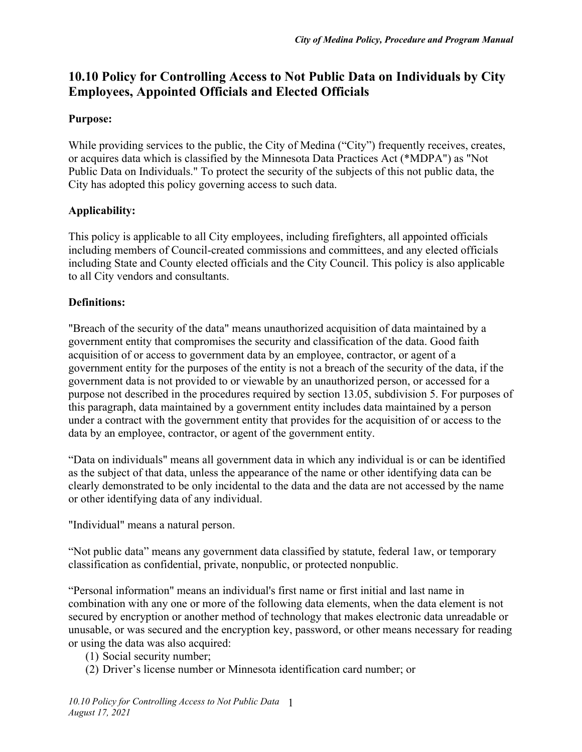# 10.10 Policy for Controlling Access to Not Public Data on Individuals by City Employees, Appointed Officials and Elected Officials

**Purpose:**

While providing services to the public, the City of Medina ("City") frequently receives, creates, or acquires data which is classified by the Minnesota Data Practices Act (*MDPA") as "Not Public Data on Individuals." To protect the security of the subjects of this not public data, the City has adopted this policy governing access to such data.

**Applicability:**

This policy is applicable to all City employees, including firefighters, all appointed officials including members of Council-created commissions and committees, and any elected officials including State and County elected officials and the City Council. This policy is also applicable to all City vendors and consultants.

**Definitions:**

"Breach of the security of the data" means unauthorized acquisition of data maintained by a government entity that compromises the security and classification of the data. Good faith acquisition of or access to government data by an employee, contractor, or agent of a government entity for the purposes of the entity is not a breach of the security of the data, if the government data is not provided to or viewable by an unauthorized person, or accessed for a purpose not described in the procedures required by section 13.05, subdivision 5. For purposes of this paragraph, data maintained by a government entity includes data maintained by a person under a contract with the government entity that provides for the acquisition of or access to the data by an employee, contractor, or agent of the government entity.

"Data on individuals" means all government data in which any individual is or can be identified as the subject of that data, unless the appearance of the name or other identifying data can be clearly demonstrated to be only incidental to the data and the data are not accessed by the name or other identifying data of any individual.

"Individual" means a natural person.

"Not public data" means any government data classified by statute, federal 1aw, or temporary classification as confidential, private, nonpublic, or protected nonpublic.

"Personal information" means an individual's first name or first initial and last name in combination with any one or more of the following data elements, when the data element is not secured by encryption or another method of technology that makes electronic data unreadable or unusable, or was secured and the encryption key, password, or other means necessary for reading or using the data was also acquired:

1. Social security number;
2. Driver's license number or Minnesota identification card number; or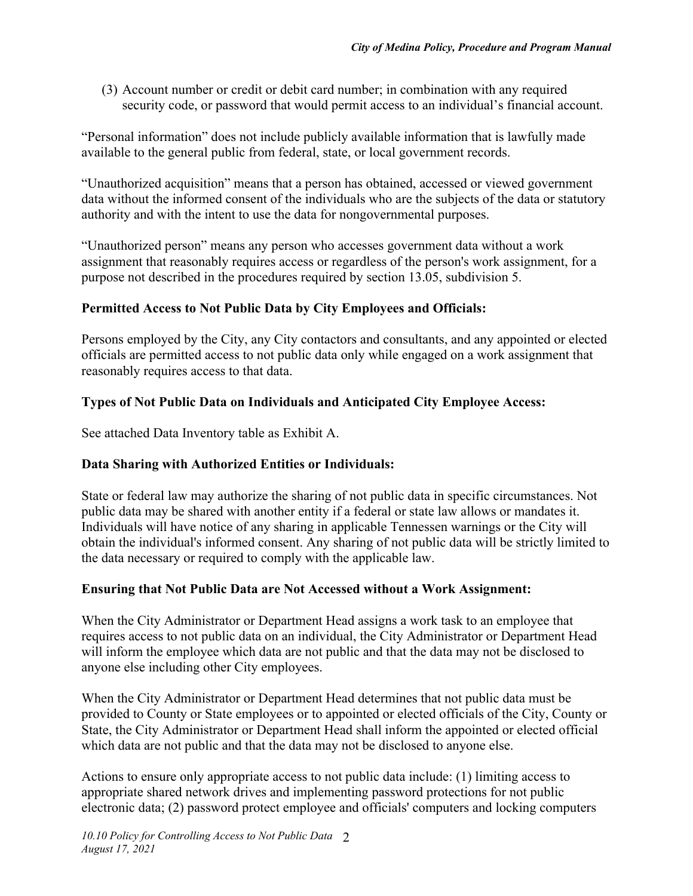(3) Account number or credit or debit card number; in combination with any required security code, or password that would permit access to an individual's financial account.

"Personal information" does not include publicly available information that is lawfully made available to the general public from federal, state, or local government records.

"Unauthorized acquisition" means that a person has obtained, accessed or viewed government data without the informed consent of the individuals who are the subjects of the data or statutory authority and with the intent to use the data for nongovernmental purposes.

"Unauthorized person" means any person who accesses government data without a work assignment that reasonably requires access or regardless of the person's work assignment, for a purpose not described in the procedures required by section 13.05, subdivision 5.

**Permitted Access to Not Public Data by City Employees and Officials:**

Persons employed by the City, any City contactors and consultants, and any appointed or elected officials are permitted access to not public data only while engaged on a work assignment that reasonably requires access to that data.

**Types of Not Public Data on Individuals and Anticipated City Employee Access:**

See attached Data Inventory table as Exhibit A.

**Data Sharing with Authorized Entities or Individuals:**

State or federal law may authorize the sharing of not public data in specific circumstances. Not public data may be shared with another entity if a federal or state law allows or mandates it. Individuals will have notice of any sharing in applicable Tennessen warnings or the City will obtain the individual's informed consent. Any sharing of not public data will be strictly limited to the data necessary or required to comply with the applicable law.

**Ensuring that Not Public Data are Not Accessed without a Work Assignment:**

When the City Administrator or Department Head assigns a work task to an employee that requires access to not public data on an individual, the City Administrator or Department Head will inform the employee which data are not public and that the data may not be disclosed to anyone else including other City employees.

When the City Administrator or Department Head determines that not public data must be provided to County or State employees or to appointed or elected officials of the City, County or State, the City Administrator or Department Head shall inform the appointed or elected official which data are not public and that the data may not be disclosed to anyone else.

Actions to ensure only appropriate access to not public data include: (1) limiting access to appropriate shared network drives and implementing password protections for not public electronic data; (2) password protect employee and officials' computers and locking computers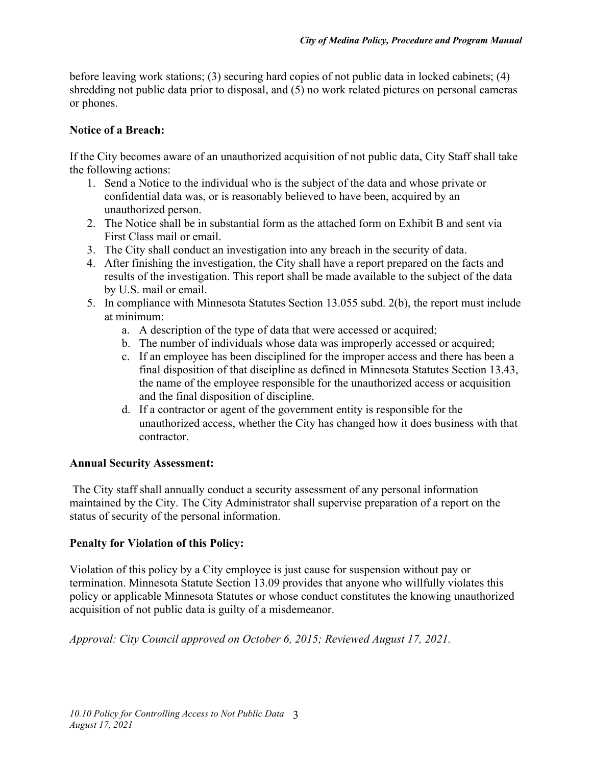before leaving work stations; (3) securing hard copies of not public data in locked cabinets; (4) shredding not public data prior to disposal, and (5) no work related pictures on personal cameras or phones.

**Notice of a Breach:**

If the City becomes aware of an unauthorized acquisition of not public data, City Staff shall take the following actions:

1. Send a Notice to the individual who is the subject of the data and whose private or confidential data was, or is reasonably believed to have been, acquired by an unauthorized person.
2. The Notice shall be in substantial form as the attached form on Exhibit B and sent via First Class mail or email.
3. The City shall conduct an investigation into any breach in the security of data.
4. After finishing the investigation, the City shall have a report prepared on the facts and results of the investigation. This report shall be made available to the subject of the data by U.S. mail or email.
5. In compliance with Minnesota Statutes Section 13.055 subd. 2(b), the report must include at minimum:
    a. A description of the type of data that were accessed or acquired;
    b. The number of individuals whose data was improperly accessed or acquired;
    c. If an employee has been disciplined for the improper access and there has been a final disposition of that discipline as defined in Minnesota Statutes Section 13.43, the name of the employee responsible for the unauthorized access or acquisition and the final disposition of discipline.
    d. If a contractor or agent of the government entity is responsible for the unauthorized access, whether the City has changed how it does business with that contractor.

**Annual Security Assessment:**

The City staff shall annually conduct a security assessment of any personal information maintained by the City. The City Administrator shall supervise preparation of a report on the status of security of the personal information.

**Penalty for Violation of this Policy:**

Violation of this policy by a City employee is just cause for suspension without pay or termination. Minnesota Statute Section 13.09 provides that anyone who willfully violates this policy or applicable Minnesota Statutes or whose conduct constitutes the knowing unauthorized acquisition of not public data is guilty of a misdemeanor.

*Approval: City Council approved on October 6, 2015; Reviewed August 17, 2021.*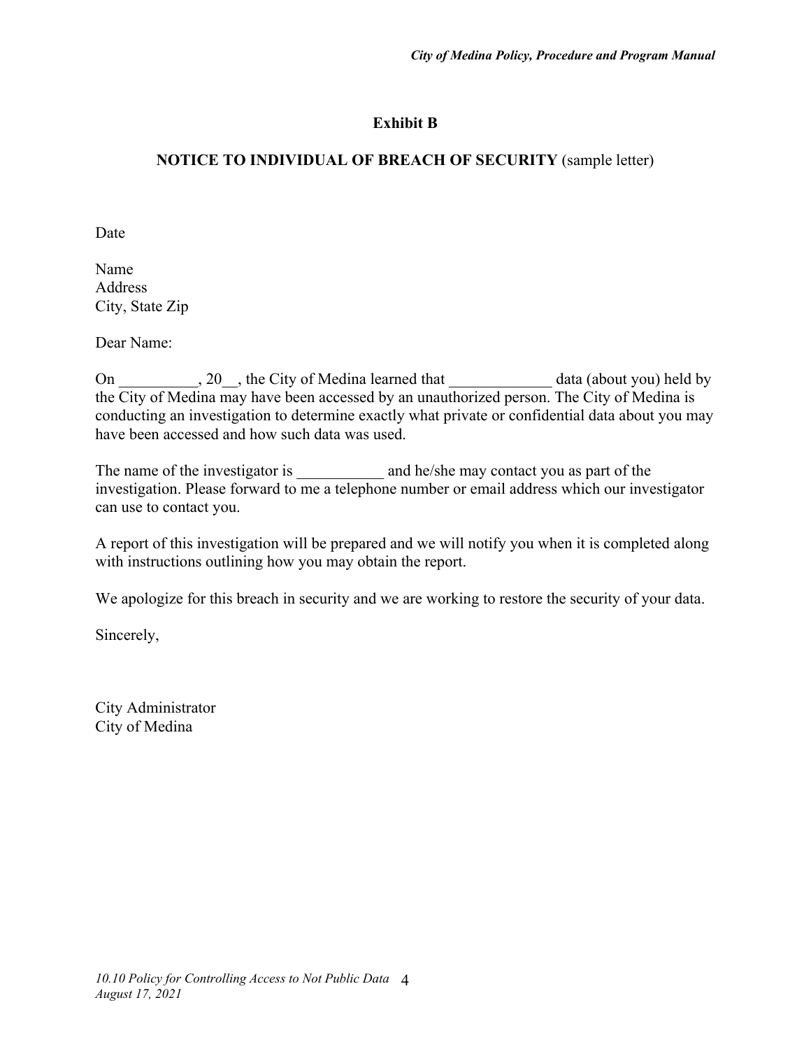## Exhibit B

**NOTICE TO INDIVIDUAL OF BREACH OF SECURITY** (sample letter)

Date

Name
Address
City, State Zip

Dear Name:

On __________, 20__, the City of Medina learned that _____________ data (about you) held by the City of Medina may have been accessed by an unauthorized person. The City of Medina is conducting an investigation to determine exactly what private or confidential data about you may have been accessed and how such data was used.

The name of the investigator is ___________ and he/she may contact you as part of the investigation. Please forward to me a telephone number or email address which our investigator can use to contact you.

A report of this investigation will be prepared and we will notify you when it is completed along with instructions outlining how you may obtain the report.

We apologize for this breach in security and we are working to restore the security of your data.

Sincerely,

City Administrator
City of Medina